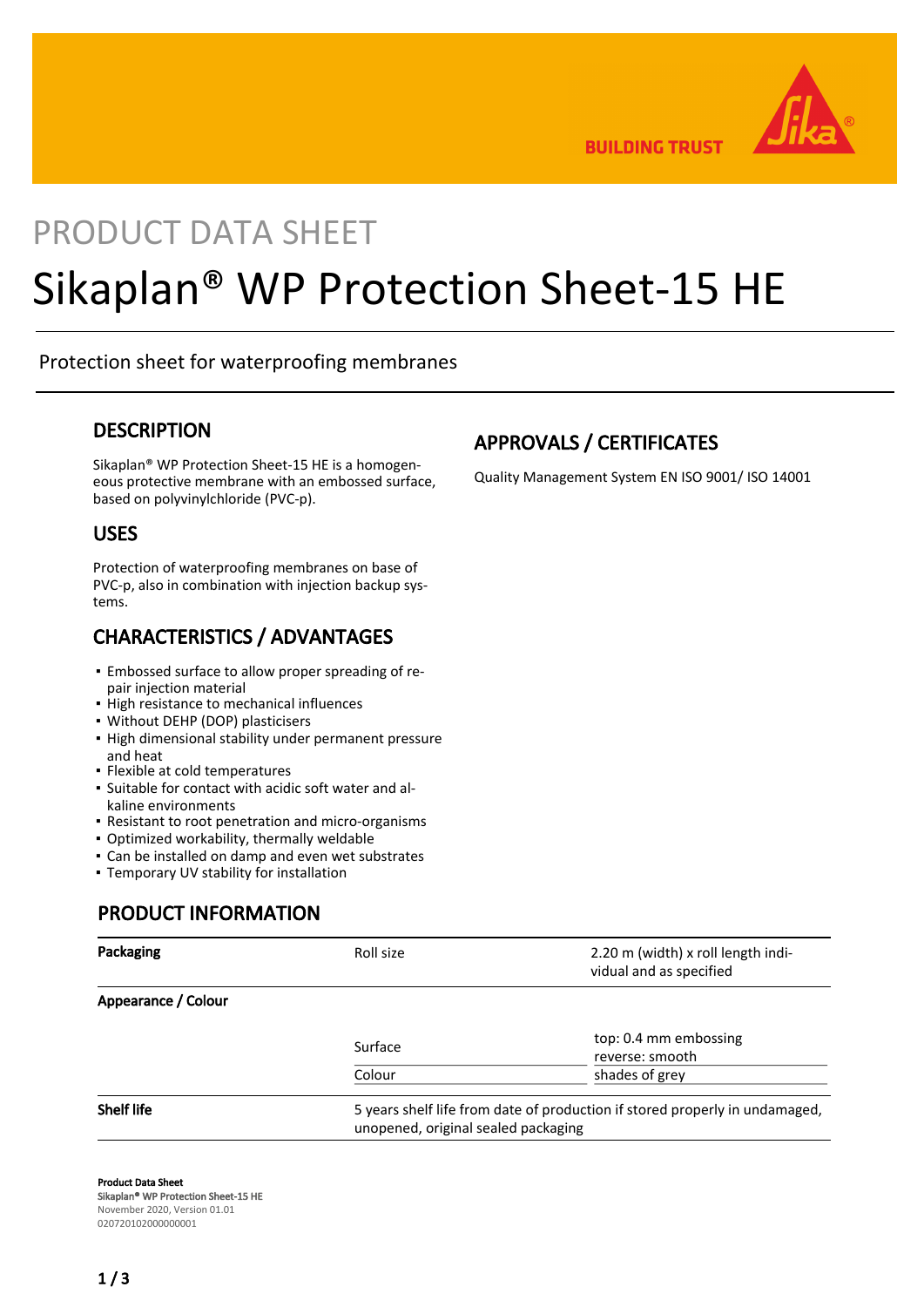PRODUCT DATA SHEET

# Sikaplan® WP Protection Sheet-15 HE

Protection sheet for waterproofing membranes

## DESCRIPTION

Sikaplan® WP Protection Sheet-15 HE is a homogeneous protective membrane with an embossed surface, based on polyvinylchloride (PVC-p).

## USES

Protection of waterproofing membranes on base of PVC-p, also in combination with injection backup systems.

## CHARACTERISTICS / ADVANTAGES

- Embossed surface to allow proper spreading of repair injection material
- High resistance to mechanical influences
- Without DEHP (DOP) plasticisers
- High dimensional stability under permanent pressure and heat
- Flexible at cold temperatures
- Suitable for contact with acidic soft water and alkaline environments
- Resistant to root penetration and micro-organisms
- Optimized workability, thermally weldable
- Can be installed on damp and even wet substrates
- Temporary UV stability for installation

## APPROVALS / CERTIFICATES

Quality Management System EN ISO 9001/ ISO 14001

## PRODUCT INFORMATION

| | | |
|---|---|---|
| **Packaging** | Roll size | 2.20 m (width) x roll length individual and as specified |
| **Appearance / Colour** | | |
| | Surface | top: 0.4 mm embossing<br>reverse: smooth |
| | Colour | shades of grey |
| **Shelf life** | 5 years shelf life from date of production if stored properly in undamaged, unopened, original sealed packaging | |

**Product Data Sheet**
Sikaplan® WP Protection Sheet-15 HE
November 2020, Version 01.01
020720102000000001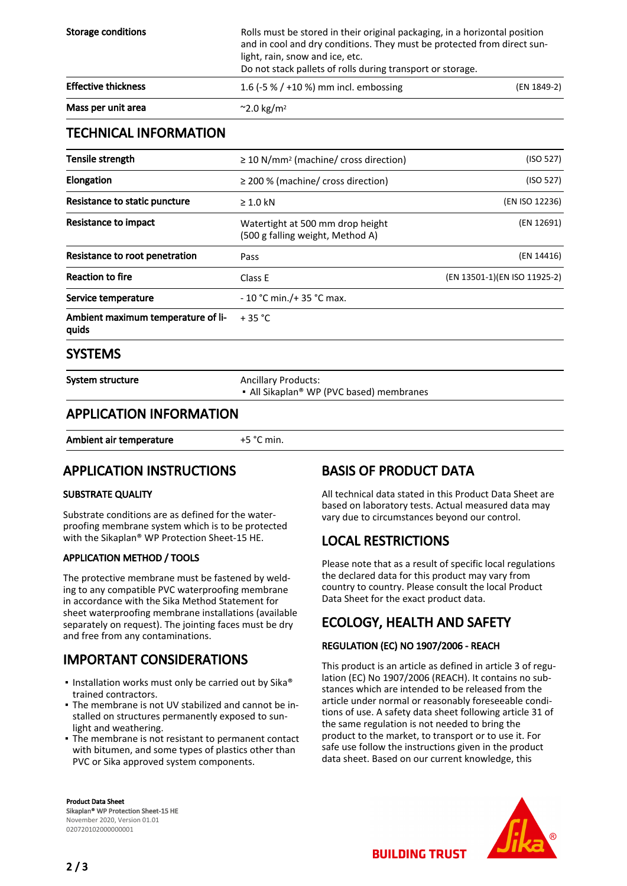| | | |
|---|---|---|
| **Storage conditions** | Rolls must be stored in their original packaging, in a horizontal position and in cool and dry conditions. They must be protected from direct sunlight, rain, snow and ice, etc. Do not stack pallets of rolls during transport or storage. | |
| **Effective thickness** | 1.6 (-5 % / +10 %) mm incl. embossing | (EN 1849-2) |
| **Mass per unit area** | ~2.0 kg/m² | |

## TECHNICAL INFORMATION

| | | |
|---|---|---|
| **Tensile strength** | ≥ 10 N/mm² (machine/ cross direction) | (ISO 527) |
| **Elongation** | ≥ 200 % (machine/ cross direction) | (ISO 527) |
| **Resistance to static puncture** | ≥ 1.0 kN | (EN ISO 12236) |
| **Resistance to impact** | Watertight at 500 mm drop height (500 g falling weight, Method A) | (EN 12691) |
| **Resistance to root penetration** | Pass | (EN 14416) |
| **Reaction to fire** | Class E | (EN 13501-1)(EN ISO 11925-2) |
| **Service temperature** | - 10 °C min./+ 35 °C max. | |
| **Ambient maximum temperature of liquids** | + 35 °C | |

## SYSTEMS

| | |
|---|---|
| **System structure** | Ancillary Products:<br>▪ All Sikaplan® WP (PVC based) membranes |

## APPLICATION INFORMATION

| | |
|---|---|
| **Ambient air temperature** | +5 °C min. |

## APPLICATION INSTRUCTIONS

### SUBSTRATE QUALITY

Substrate conditions are as defined for the waterproofing membrane system which is to be protected with the Sikaplan® WP Protection Sheet-15 HE.

### APPLICATION METHOD / TOOLS

The protective membrane must be fastened by welding to any compatible PVC waterproofing membrane in accordance with the Sika Method Statement for sheet waterproofing membrane installations (available separately on request). The jointing faces must be dry and free from any contaminations.

## IMPORTANT CONSIDERATIONS

- Installation works must only be carried out by Sika® trained contractors.
- The membrane is not UV stabilized and cannot be installed on structures permanently exposed to sunlight and weathering.
- The membrane is not resistant to permanent contact with bitumen, and some types of plastics other than PVC or Sika approved system components.

## BASIS OF PRODUCT DATA

All technical data stated in this Product Data Sheet are based on laboratory tests. Actual measured data may vary due to circumstances beyond our control.

## LOCAL RESTRICTIONS

Please note that as a result of specific local regulations the declared data for this product may vary from country to country. Please consult the local Product Data Sheet for the exact product data.

## ECOLOGY, HEALTH AND SAFETY

### REGULATION (EC) NO 1907/2006 - REACH

This product is an article as defined in article 3 of regulation (EC) No 1907/2006 (REACH). It contains no substances which are intended to be released from the article under normal or reasonably foreseeable conditions of use. A safety data sheet following article 31 of the same regulation is not needed to bring the product to the market, to transport or to use it. For safe use follow the instructions given in the product data sheet. Based on our current knowledge, this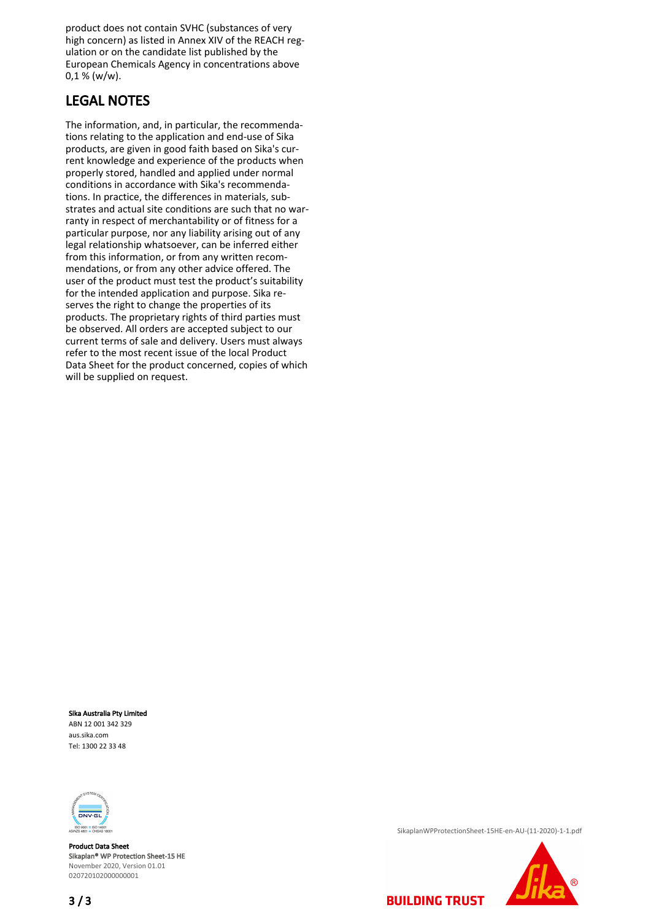product does not contain SVHC (substances of very high concern) as listed in Annex XIV of the REACH regulation or on the candidate list published by the European Chemicals Agency in concentrations above 0,1 % (w/w).

## LEGAL NOTES

The information, and, in particular, the recommendations relating to the application and end-use of Sika products, are given in good faith based on Sika's current knowledge and experience of the products when properly stored, handled and applied under normal conditions in accordance with Sika's recommendations. In practice, the differences in materials, substrates and actual site conditions are such that no warranty in respect of merchantability or of fitness for a particular purpose, nor any liability arising out of any legal relationship whatsoever, can be inferred either from this information, or from any written recommendations, or from any other advice offered. The user of the product must test the product's suitability for the intended application and purpose. Sika reserves the right to change the properties of its products. The proprietary rights of third parties must be observed. All orders are accepted subject to our current terms of sale and delivery. Users must always refer to the most recent issue of the local Product Data Sheet for the product concerned, copies of which will be supplied on request.

**Sika Australia Pty Limited**
ABN 12 001 342 329
aus.sika.com
Tel: 1300 22 33 48

**Product Data Sheet**
**Sikaplan® WP Protection Sheet-15 HE**
November 2020, Version 01.01
020720102000000001

SikaplanWPProtectionSheet-15HE-en-AU-(11-2020)-1-1.pdf